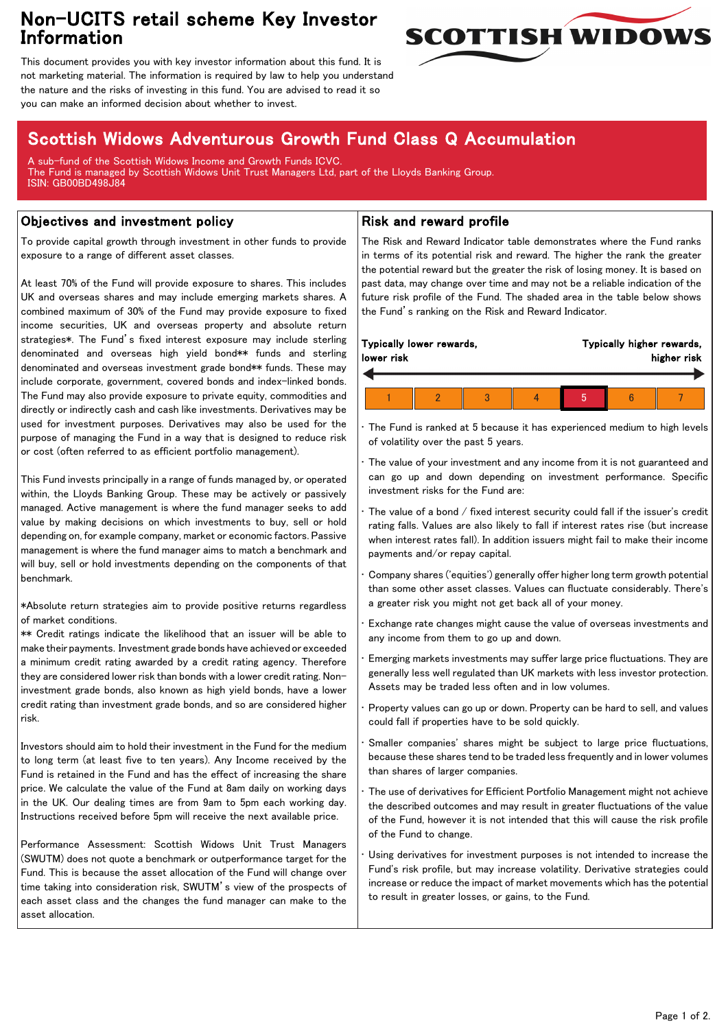# Non-UCITS retail scheme Key Investor Information

This document provides you with key investor information about this fund. It is not marketing material. The information is required by law to help you understand the nature and the risks of investing in this fund. You are advised to read it so you can make an informed decision about whether to invest.

## Scottish Widows Adventurous Growth Fund Class Q Accumulation

A sub-fund of the Scottish Widows Income and Growth Funds ICVC.
The Fund is managed by Scottish Widows Unit Trust Managers Ltd, part of the Lloyds Banking Group.
ISIN: GB00BD498J84

### Objectives and investment policy

To provide capital growth through investment in other funds to provide exposure to a range of different asset classes.

At least 70% of the Fund will provide exposure to shares. This includes UK and overseas shares and may include emerging markets shares. A combined maximum of 30% of the Fund may provide exposure to fixed income securities, UK and overseas property and absolute return strategies*. The Fund's fixed interest exposure may include sterling denominated and overseas high yield bond** funds and sterling denominated and overseas investment grade bond** funds. These may include corporate, government, covered bonds and index-linked bonds. The Fund may also provide exposure to private equity, commodities and directly or indirectly cash and cash like investments. Derivatives may be used for investment purposes. Derivatives may also be used for the purpose of managing the Fund in a way that is designed to reduce risk or cost (often referred to as efficient portfolio management).

This Fund invests principally in a range of funds managed by, or operated within, the Lloyds Banking Group. These may be actively or passively managed. Active management is where the fund manager seeks to add value by making decisions on which investments to buy, sell or hold depending on, for example company, market or economic factors. Passive management is where the fund manager aims to match a benchmark and will buy, sell or hold investments depending on the components of that benchmark.

*Absolute return strategies aim to provide positive returns regardless of market conditions.
** Credit ratings indicate the likelihood that an issuer will be able to make their payments. Investment grade bonds have achieved or exceeded a minimum credit rating awarded by a credit rating agency. Therefore they are considered lower risk than bonds with a lower credit rating. Non-investment grade bonds, also known as high yield bonds, have a lower credit rating than investment grade bonds, and so are considered higher risk.

Investors should aim to hold their investment in the Fund for the medium to long term (at least five to ten years). Any Income received by the Fund is retained in the Fund and has the effect of increasing the share price. We calculate the value of the Fund at 8am daily on working days in the UK. Our dealing times are from 9am to 5pm each working day. Instructions received before 5pm will receive the next available price.

Performance Assessment: Scottish Widows Unit Trust Managers (SWUTM) does not quote a benchmark or outperformance target for the Fund. This is because the asset allocation of the Fund will change over time taking into consideration risk, SWUTM's view of the prospects of each asset class and the changes the fund manager can make to the asset allocation.

### Risk and reward profile

The Risk and Reward Indicator table demonstrates where the Fund ranks in terms of its potential risk and reward. The higher the rank the greater the potential reward but the greater the risk of losing money. It is based on past data, may change over time and may not be a reliable indication of the future risk profile of the Fund. The shaded area in the table below shows the Fund's ranking on the Risk and Reward Indicator.

**Typically lower rewards, lower risk** ← → **Typically higher rewards, higher risk**

| 1 | 2 | 3 | 4 | **5** | 6 | 7 |
|---|---|---|---|---|---|---|

- The Fund is ranked at 5 because it has experienced medium to high levels of volatility over the past 5 years.
- The value of your investment and any income from it is not guaranteed and can go up and down depending on investment performance. Specific investment risks for the Fund are:
- The value of a bond / fixed interest security could fall if the issuer's credit rating falls. Values are also likely to fall if interest rates rise (but increase when interest rates fall). In addition issuers might fail to make their income payments and/or repay capital.
- Company shares ('equities') generally offer higher long term growth potential than some other asset classes. Values can fluctuate considerably. There's a greater risk you might not get back all of your money.
- Exchange rate changes might cause the value of overseas investments and any income from them to go up and down.
- Emerging markets investments may suffer large price fluctuations. They are generally less well regulated than UK markets with less investor protection. Assets may be traded less often and in low volumes.
- Property values can go up or down. Property can be hard to sell, and values could fall if properties have to be sold quickly.
- Smaller companies' shares might be subject to large price fluctuations, because these shares tend to be traded less frequently and in lower volumes than shares of larger companies.
- The use of derivatives for Efficient Portfolio Management might not achieve the described outcomes and may result in greater fluctuations of the value of the Fund, however it is not intended that this will cause the risk profile of the Fund to change.
- Using derivatives for investment purposes is not intended to increase the Fund's risk profile, but may increase volatility. Derivative strategies could increase or reduce the impact of market movements which has the potential to result in greater losses, or gains, to the Fund.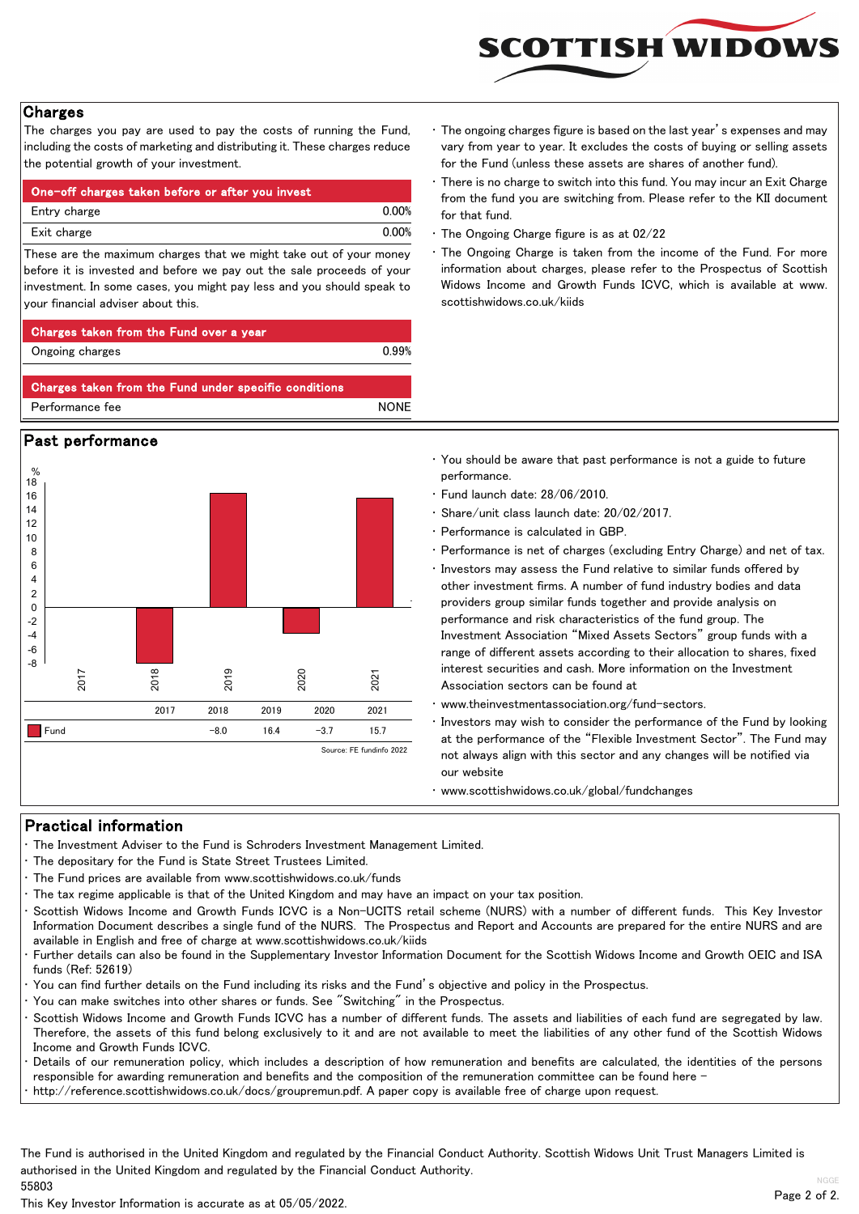## Charges

The charges you pay are used to pay the costs of running the Fund, including the costs of marketing and distributing it. These charges reduce the potential growth of your investment.

| One-off charges taken before or after you invest | |
|---|---|
| Entry charge | 0.00% |
| Exit charge | 0.00% |

These are the maximum charges that we might take out of your money before it is invested and before we pay out the sale proceeds of your investment. In some cases, you might pay less and you should speak to your financial adviser about this.

| Charges taken from the Fund over a year | |
|---|---|
| Ongoing charges | 0.99% |

| Charges taken from the Fund under specific conditions | |
|---|---|
| Performance fee | NONE |

- The ongoing charges figure is based on the last year's expenses and may vary from year to year. It excludes the costs of buying or selling assets for the Fund (unless these assets are shares of another fund).
- There is no charge to switch into this fund. You may incur an Exit Charge from the fund you are switching from. Please refer to the KII document for that fund.
- The Ongoing Charge figure is as at 02/22
- The Ongoing Charge is taken from the income of the Fund. For more information about charges, please refer to the Prospectus of Scottish Widows Income and Growth Funds ICVC, which is available at www.scottishwidows.co.uk/kiids

## Past performance

%
18
16
14
12
10
8
6
4
2
0
-2
-4
-6
-8

2017 2018 2019 2020 2021

| | 2017 | 2018 | 2019 | 2020 | 2021 |
|---|---|---|---|---|---|
| Fund | | −8.0 | 16.4 | −3.7 | 15.7 |

Source: FE fundinfo 2022

- You should be aware that past performance is not a guide to future performance.
- Fund launch date: 28/06/2010.
- Share/unit class launch date: 20/02/2017.
- Performance is calculated in GBP.
- Performance is net of charges (excluding Entry Charge) and net of tax.
- Investors may assess the Fund relative to similar funds offered by other investment firms. A number of fund industry bodies and data providers group similar funds together and provide analysis on performance and risk characteristics of the fund group. The Investment Association "Mixed Assets Sectors" group funds with a range of different assets according to their allocation to shares, fixed interest securities and cash. More information on the Investment Association sectors can be found at
- www.theinvestmentassociation.org/fund-sectors.
- Investors may wish to consider the performance of the Fund by looking at the performance of the "Flexible Investment Sector". The Fund may not always align with this sector and any changes will be notified via our website
- www.scottishwidows.co.uk/global/fundchanges

## Practical information

- The Investment Adviser to the Fund is Schroders Investment Management Limited.
- The depositary for the Fund is State Street Trustees Limited.
- The Fund prices are available from www.scottishwidows.co.uk/funds
- The tax regime applicable is that of the United Kingdom and may have an impact on your tax position.
- Scottish Widows Income and Growth Funds ICVC is a Non-UCITS retail scheme (NURS) with a number of different funds. This Key Investor Information Document describes a single fund of the NURS. The Prospectus and Report and Accounts are prepared for the entire NURS and are available in English and free of charge at www.scottishwidows.co.uk/kiids
- Further details can also be found in the Supplementary Investor Information Document for the Scottish Widows Income and Growth OEIC and ISA funds (Ref: 52619)
- You can find further details on the Fund including its risks and the Fund's objective and policy in the Prospectus.
- You can make switches into other shares or funds. See "Switching" in the Prospectus.
- Scottish Widows Income and Growth Funds ICVC has a number of different funds. The assets and liabilities of each fund are segregated by law. Therefore, the assets of this fund belong exclusively to it and are not available to meet the liabilities of any other fund of the Scottish Widows Income and Growth Funds ICVC.
- Details of our remuneration policy, which includes a description of how remuneration and benefits are calculated, the identities of the persons responsible for awarding remuneration and benefits and the composition of the remuneration committee can be found here –
- http://reference.scottishwidows.co.uk/docs/groupremun.pdf. A paper copy is available free of charge upon request.

The Fund is authorised in the United Kingdom and regulated by the Financial Conduct Authority. Scottish Widows Unit Trust Managers Limited is authorised in the United Kingdom and regulated by the Financial Conduct Authority.
55803
This Key Investor Information is accurate as at 05/05/2022.